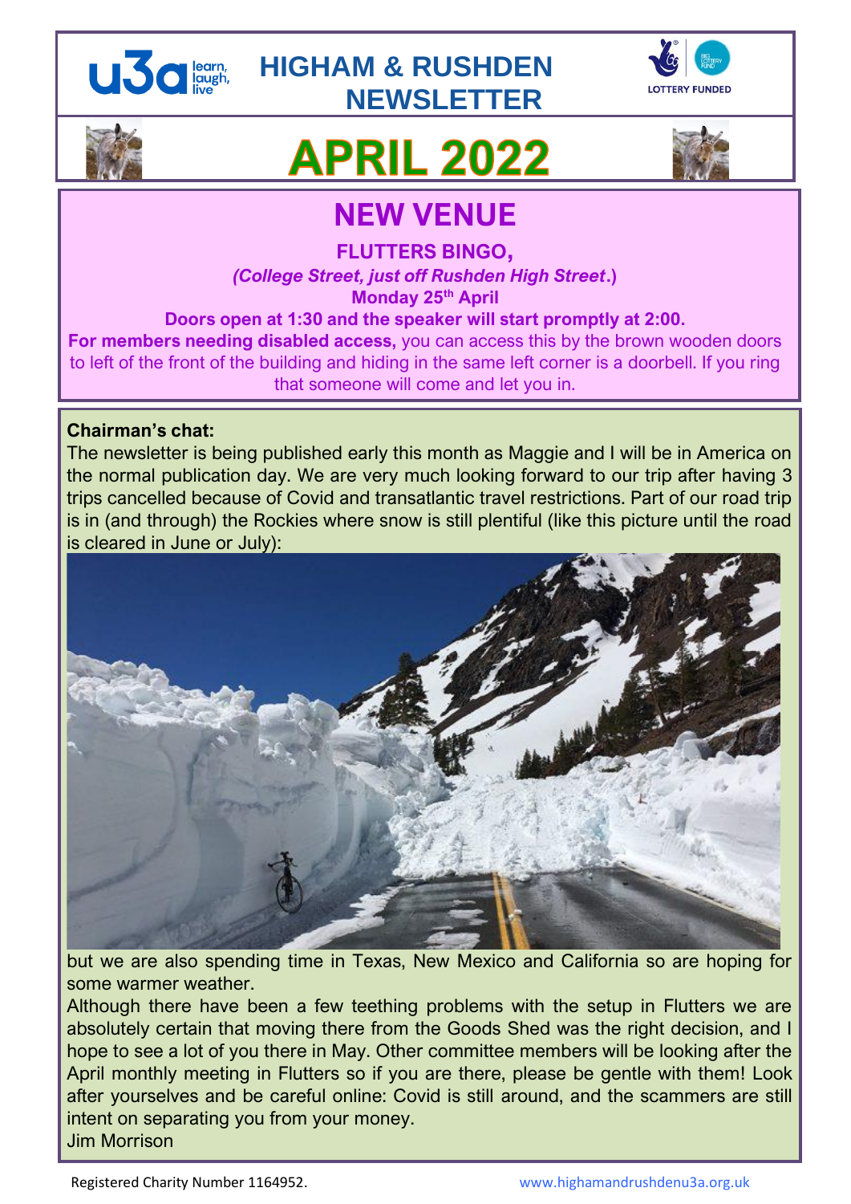# HIGHAM & RUSHDEN NEWSLETTER

# APRIL 2022

## NEW VENUE

**FLUTTERS BINGO,**

***(College Street, just off Rushden High Street*.)**

**Monday 25th April**

**Doors open at 1:30 and the speaker will start promptly at 2:00.**

**For members needing disabled access,** you can access this by the brown wooden doors to left of the front of the building and hiding in the same left corner is a doorbell. If you ring that someone will come and let you in.

**Chairman's chat:**

The newsletter is being published early this month as Maggie and I will be in America on the normal publication day. We are very much looking forward to our trip after having 3 trips cancelled because of Covid and transatlantic travel restrictions. Part of our road trip is in (and through) the Rockies where snow is still plentiful (like this picture until the road is cleared in June or July):

but we are also spending time in Texas, New Mexico and California so are hoping for some warmer weather.

Although there have been a few teething problems with the setup in Flutters we are absolutely certain that moving there from the Goods Shed was the right decision, and I hope to see a lot of you there in May. Other committee members will be looking after the April monthly meeting in Flutters so if you are there, please be gentle with them! Look after yourselves and be careful online: Covid is still around, and the scammers are still intent on separating you from your money.

Jim Morrison

Registered Charity Number 1164952. www.highamandrushdenu3a.org.uk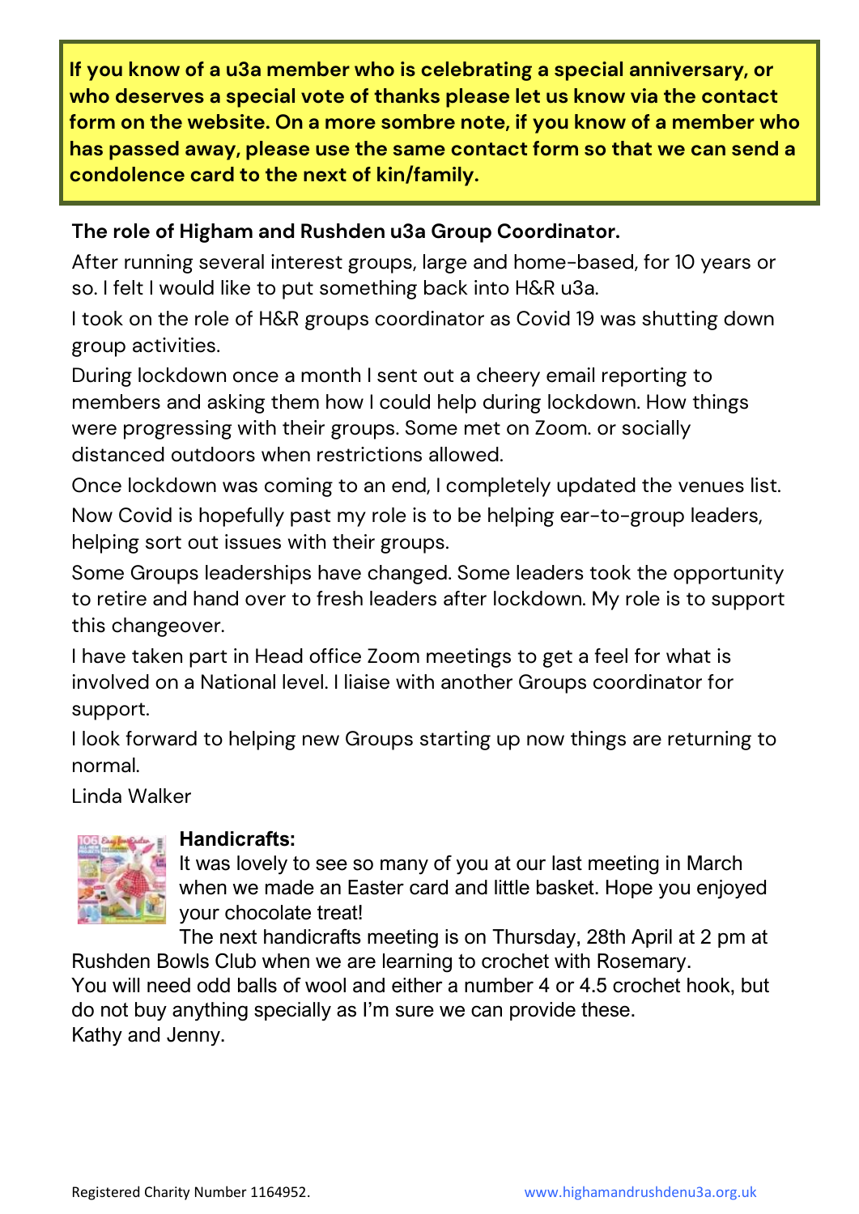**If you know of a u3a member who is celebrating a special anniversary, or who deserves a special vote of thanks please let us know via the contact form on the website. On a more sombre note, if you know of a member who has passed away, please use the same contact form so that we can send a condolence card to the next of kin/family.**

### The role of Higham and Rushden u3a Group Coordinator.

After running several interest groups, large and home-based, for 10 years or so. I felt I would like to put something back into H&R u3a.

I took on the role of H&R groups coordinator as Covid 19 was shutting down group activities.

During lockdown once a month I sent out a cheery email reporting to members and asking them how I could help during lockdown. How things were progressing with their groups. Some met on Zoom. or socially distanced outdoors when restrictions allowed.

Once lockdown was coming to an end, I completely updated the venues list.

Now Covid is hopefully past my role is to be helping ear-to-group leaders, helping sort out issues with their groups.

Some Groups leaderships have changed. Some leaders took the opportunity to retire and hand over to fresh leaders after lockdown. My role is to support this changeover.

I have taken part in Head office Zoom meetings to get a feel for what is involved on a National level. I liaise with another Groups coordinator for support.

I look forward to helping new Groups starting up now things are returning to normal.

Linda Walker

### Handicrafts:

It was lovely to see so many of you at our last meeting in March when we made an Easter card and little basket. Hope you enjoyed your chocolate treat!

The next handicrafts meeting is on Thursday, 28th April at 2 pm at Rushden Bowls Club when we are learning to crochet with Rosemary. You will need odd balls of wool and either a number 4 or 4.5 crochet hook, but do not buy anything specially as I'm sure we can provide these.

Kathy and Jenny.

Registered Charity Number 1164952. www.highamandrushdenu3a.org.uk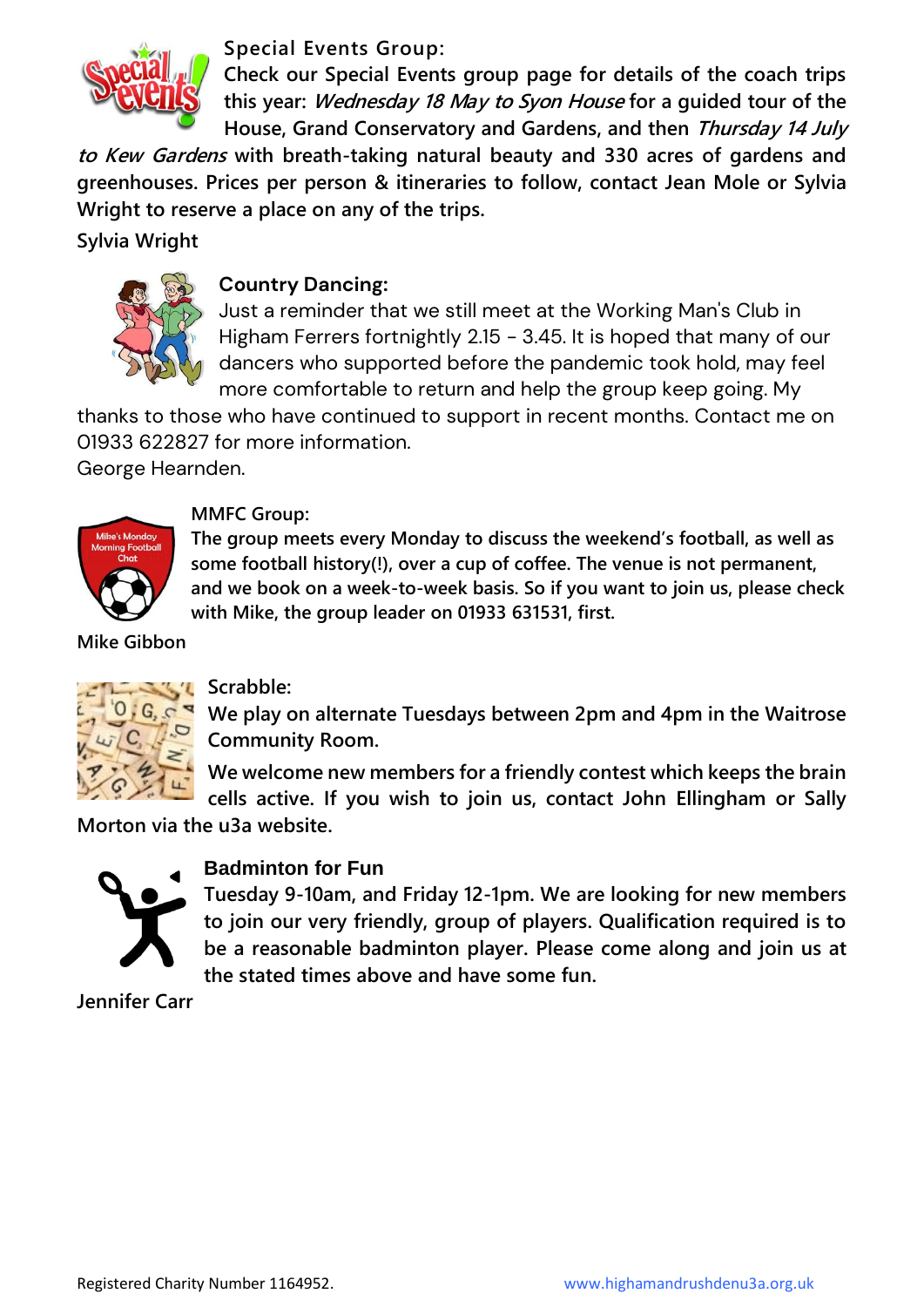### Special Events Group:

**Check our Special Events group page for details of the coach trips this year: *Wednesday 18 May to Syon House* for a guided tour of the House, Grand Conservatory and Gardens, and then *Thursday 14 July to Kew Gardens* with breath-taking natural beauty and 330 acres of gardens and greenhouses. Prices per person & itineraries to follow, contact Jean Mole or Sylvia Wright to reserve a place on any of the trips.**

**Sylvia Wright**

### Country Dancing:

Just a reminder that we still meet at the Working Man's Club in Higham Ferrers fortnightly 2.15 - 3.45. It is hoped that many of our dancers who supported before the pandemic took hold, may feel more comfortable to return and help the group keep going. My thanks to those who have continued to support in recent months. Contact me on 01933 622827 for more information.

George Hearnden.

### MMFC Group:

**The group meets every Monday to discuss the weekend's football, as well as some football history(!), over a cup of coffee. The venue is not permanent, and we book on a week-to-week basis. So if you want to join us, please check with Mike, the group leader on 01933 631531, first.**

**Mike Gibbon**

### Scrabble:

**We play on alternate Tuesdays between 2pm and 4pm in the Waitrose Community Room.**

**We welcome new members for a friendly contest which keeps the brain cells active. If you wish to join us, contact John Ellingham or Sally Morton via the u3a website.**

### Badminton for Fun

**Tuesday 9-10am, and Friday 12-1pm. We are looking for new members to join our very friendly, group of players. Qualification required is to be a reasonable badminton player. Please come along and join us at the stated times above and have some fun.**

**Jennifer Carr**

Registered Charity Number 1164952. www.highamandrushdenu3a.org.uk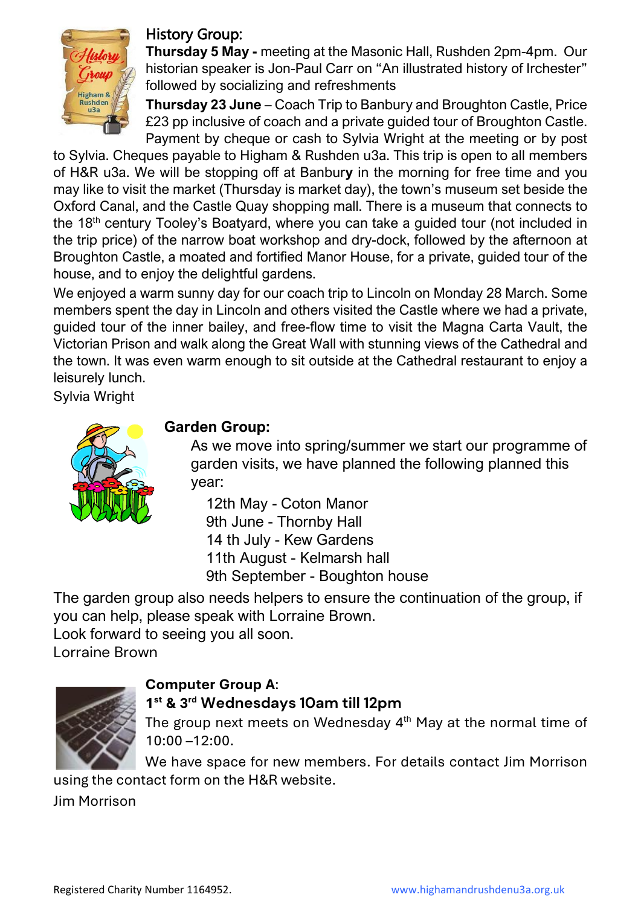## History Group:

**Thursday 5 May -** meeting at the Masonic Hall, Rushden 2pm-4pm. Our historian speaker is Jon-Paul Carr on "An illustrated history of Irchester" followed by socializing and refreshments

**Thursday 23 June** – Coach Trip to Banbury and Broughton Castle, Price £23 pp inclusive of coach and a private guided tour of Broughton Castle. Payment by cheque or cash to Sylvia Wright at the meeting or by post to Sylvia. Cheques payable to Higham & Rushden u3a. This trip is open to all members of H&R u3a. We will be stopping off at Banbur**y** in the morning for free time and you may like to visit the market (Thursday is market day), the town's museum set beside the Oxford Canal, and the Castle Quay shopping mall. There is a museum that connects to the 18th century Tooley's Boatyard, where you can take a guided tour (not included in the trip price) of the narrow boat workshop and dry-dock, followed by the afternoon at Broughton Castle, a moated and fortified Manor House, for a private, guided tour of the house, and to enjoy the delightful gardens.

We enjoyed a warm sunny day for our coach trip to Lincoln on Monday 28 March. Some members spent the day in Lincoln and others visited the Castle where we had a private, guided tour of the inner bailey, and free-flow time to visit the Magna Carta Vault, the Victorian Prison and walk along the Great Wall with stunning views of the Cathedral and the town. It was even warm enough to sit outside at the Cathedral restaurant to enjoy a leisurely lunch.

Sylvia Wright

## Garden Group:

As we move into spring/summer we start our programme of garden visits, we have planned the following planned this year:

12th May - Coton Manor
9th June - Thornby Hall
14 th July - Kew Gardens
11th August - Kelmarsh hall
9th September - Boughton house

The garden group also needs helpers to ensure the continuation of the group, if you can help, please speak with Lorraine Brown.
Look forward to seeing you all soon.
Lorraine Brown

## Computer Group A:

### 1st & 3rd Wednesdays 10am till 12pm

The group next meets on Wednesday 4th May at the normal time of 10:00 –12:00.

We have space for new members. For details contact Jim Morrison using the contact form on the H&R website.

Jim Morrison

Registered Charity Number 1164952. www.highamandrushdenu3a.org.uk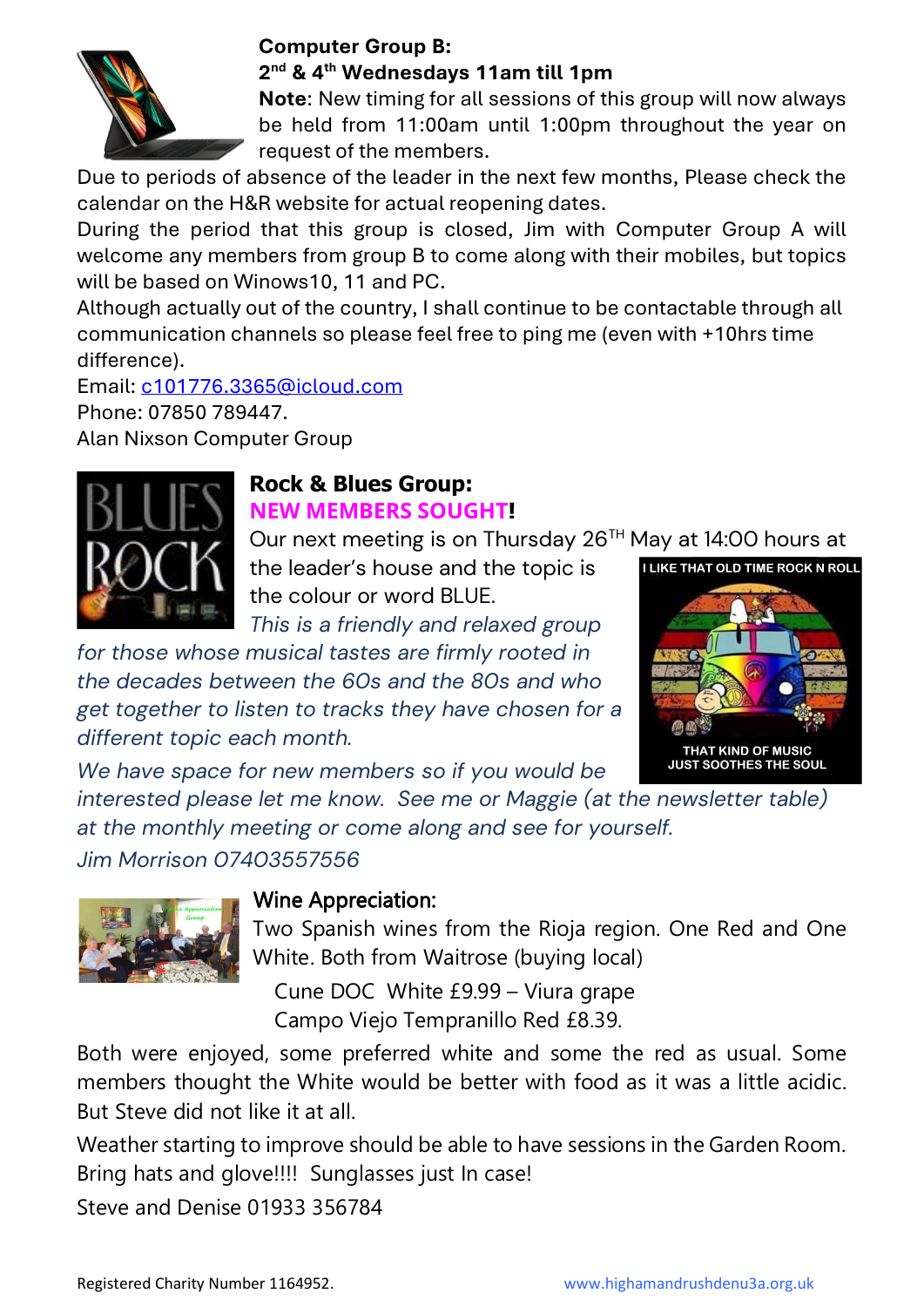**Computer Group B:**
**2nd & 4th Wednesdays 11am till 1pm**

**Note**: New timing for all sessions of this group will now always be held from 11:00am until 1:00pm throughout the year on request of the members.

Due to periods of absence of the leader in the next few months, Please check the calendar on the H&R website for actual reopening dates.

During the period that this group is closed, Jim with Computer Group A will welcome any members from group B to come along with their mobiles, but topics will be based on Winows10, 11 and PC.

Although actually out of the country, I shall continue to be contactable through all communication channels so please feel free to ping me (even with +10hrs time difference).

Email: c101776.3365@icloud.com
Phone: 07850 789447.
Alan Nixson Computer Group

**Rock & Blues Group:**
**NEW MEMBERS SOUGHT!**

Our next meeting is on Thursday 26TH May at 14:00 hours at the leader's house and the topic is the colour or word BLUE.

*This is a friendly and relaxed group for those whose musical tastes are firmly rooted in the decades between the 60s and the 80s and who get together to listen to tracks they have chosen for a different topic each month.*

*We have space for new members so if you would be interested please let me know. See me or Maggie (at the newsletter table) at the monthly meeting or come along and see for yourself.*

*Jim Morrison 07403557556*

**Wine Appreciation:**

Two Spanish wines from the Rioja region. One Red and One White. Both from Waitrose (buying local)

Cune DOC White £9.99 – Viura grape
Campo Viejo Tempranillo Red £8.39.

Both were enjoyed, some preferred white and some the red as usual. Some members thought the White would be better with food as it was a little acidic. But Steve did not like it at all.

Weather starting to improve should be able to have sessions in the Garden Room. Bring hats and glove!!!! Sunglasses just In case!

Steve and Denise 01933 356784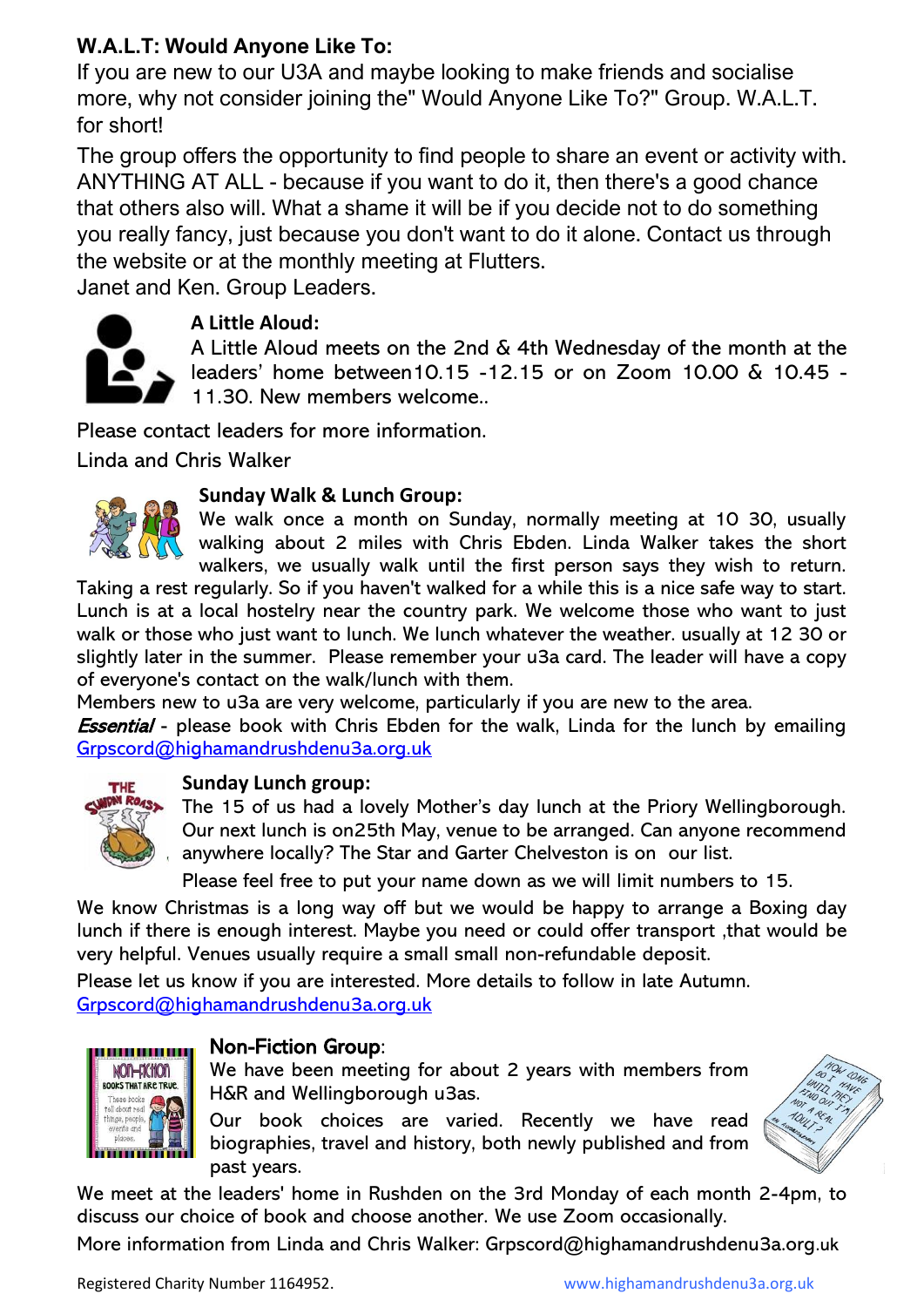**W.A.L.T: Would Anyone Like To:**

If you are new to our U3A and maybe looking to make friends and socialise more, why not consider joining the" Would Anyone Like To?" Group. W.A.L.T. for short!

The group offers the opportunity to find people to share an event or activity with. ANYTHING AT ALL - because if you want to do it, then there's a good chance that others also will. What a shame it will be if you decide not to do something you really fancy, just because you don't want to do it alone. Contact us through the website or at the monthly meeting at Flutters.

Janet and Ken. Group Leaders.

**A Little Aloud:**

A Little Aloud meets on the 2nd & 4th Wednesday of the month at the leaders' home between10.15 -12.15 or on Zoom 10.00 & 10.45 - 11.30. New members welcome..

Please contact leaders for more information.

Linda and Chris Walker

**Sunday Walk & Lunch Group:**

We walk once a month on Sunday, normally meeting at 10 30, usually walking about 2 miles with Chris Ebden. Linda Walker takes the short walkers, we usually walk until the first person says they wish to return. Taking a rest regularly. So if you haven't walked for a while this is a nice safe way to start. Lunch is at a local hostelry near the country park. We welcome those who want to just walk or those who just want to lunch. We lunch whatever the weather. usually at 12 30 or slightly later in the summer. Please remember your u3a card. The leader will have a copy of everyone's contact on the walk/lunch with them.

Members new to u3a are very welcome, particularly if you are new to the area.

***Essential*** - please book with Chris Ebden for the walk, Linda for the lunch by emailing Grpscord@highamandrushdenu3a.org.uk

**Sunday Lunch group:**

The 15 of us had a lovely Mother's day lunch at the Priory Wellingborough. Our next lunch is on25th May, venue to be arranged. Can anyone recommend anywhere locally? The Star and Garter Chelveston is on our list.

Please feel free to put your name down as we will limit numbers to 15.

We know Christmas is a long way off but we would be happy to arrange a Boxing day lunch if there is enough interest. Maybe you need or could offer transport ,that would be very helpful. Venues usually require a small small non-refundable deposit.

Please let us know if you are interested. More details to follow in late Autumn. Grpscord@highamandrushdenu3a.org.uk

**Non-Fiction Group**:

We have been meeting for about 2 years with members from H&R and Wellingborough u3as.

Our book choices are varied. Recently we have read biographies, travel and history, both newly published and from past years.

We meet at the leaders' home in Rushden on the 3rd Monday of each month 2-4pm, to discuss our choice of book and choose another. We use Zoom occasionally.

More information from Linda and Chris Walker: Grpscord@highamandrushdenu3a.org.uk

Registered Charity Number 1164952. www.highamandrushdenu3a.org.uk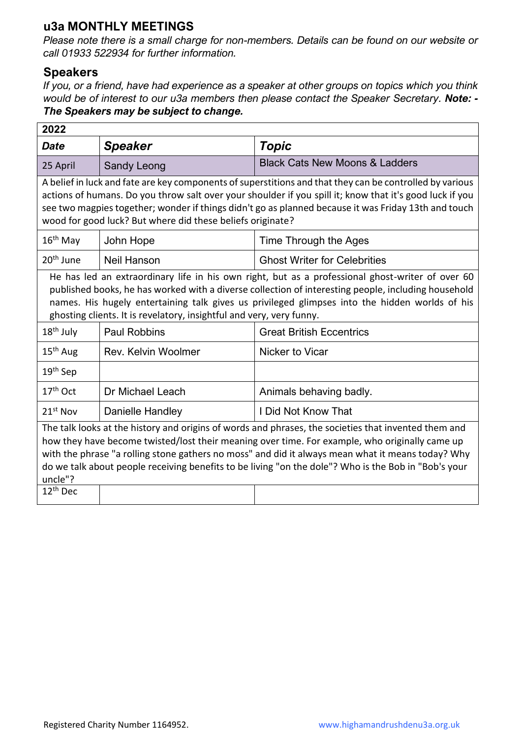## u3a MONTHLY MEETINGS

*Please note there is a small charge for non-members. Details can be found on our website or call 01933 522934 for further information.*

### Speakers

*If you, or a friend, have had experience as a speaker at other groups on topics which you think would be of interest to our u3a members then please contact the Speaker Secretary.* ***Note: - The Speakers may be subject to change.***

| 2022 | | |
|---|---|---|
| ***Date*** | ***Speaker*** | ***Topic*** |
| 25 April | Sandy Leong | Black Cats New Moons & Ladders |
| A belief in luck and fate are key components of superstitions and that they can be controlled by various actions of humans. Do you throw salt over your shoulder if you spill it; know that it's good luck if you see two magpies together; wonder if things didn't go as planned because it was Friday 13th and touch wood for good luck? But where did these beliefs originate? | | |
| 16th May | John Hope | Time Through the Ages |
| 20th June | Neil Hanson | Ghost Writer for Celebrities |
| He has led an extraordinary life in his own right, but as a professional ghost-writer of over 60 published books, he has worked with a diverse collection of interesting people, including household names. His hugely entertaining talk gives us privileged glimpses into the hidden worlds of his ghosting clients. It is revelatory, insightful and very, very funny. | | |
| 18th July | Paul Robbins | Great British Eccentrics |
| 15th Aug | Rev. Kelvin Woolmer | Nicker to Vicar |
| 19th Sep | | |
| 17th Oct | Dr Michael Leach | Animals behaving badly. |
| 21st Nov | Danielle Handley | I Did Not Know That |
| The talk looks at the history and origins of words and phrases, the societies that invented them and how they have become twisted/lost their meaning over time. For example, who originally came up with the phrase "a rolling stone gathers no moss" and did it always mean what it means today? Why do we talk about people receiving benefits to be living "on the dole"? Who is the Bob in "Bob's your uncle"? | | |
| 12th Dec | | |

Registered Charity Number 1164952. www.highamandrushdenu3a.org.uk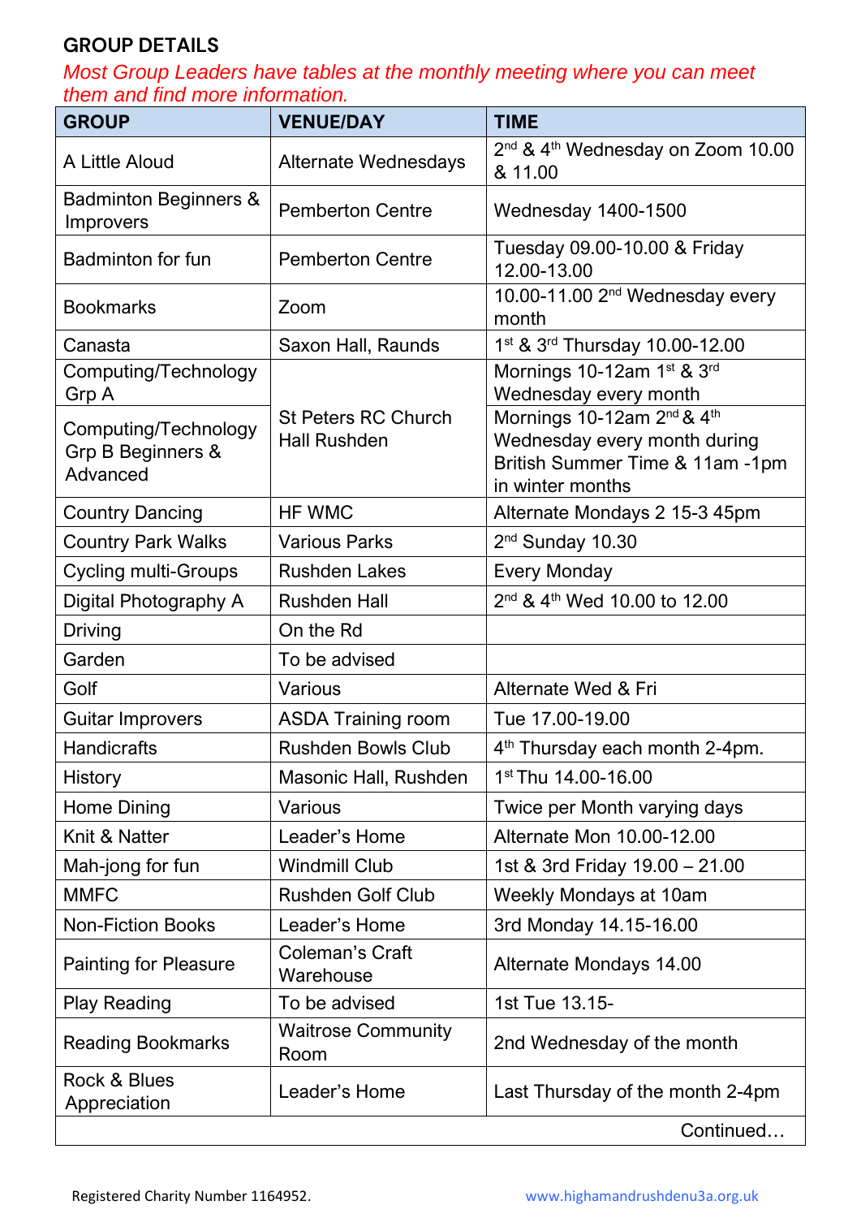## GROUP DETAILS

*Most Group Leaders have tables at the monthly meeting where you can meet them and find more information.*

| GROUP | VENUE/DAY | TIME |
|---|---|---|
| A Little Aloud | Alternate Wednesdays | 2nd & 4th Wednesday on Zoom 10.00 & 11.00 |
| Badminton Beginners & Improvers | Pemberton Centre | Wednesday 1400-1500 |
| Badminton for fun | Pemberton Centre | Tuesday 09.00-10.00 & Friday 12.00-13.00 |
| Bookmarks | Zoom | 10.00-11.00 2nd Wednesday every month |
| Canasta | Saxon Hall, Raunds | 1st & 3rd Thursday 10.00-12.00 |
| Computing/Technology Grp A | St Peters RC Church Hall Rushden | Mornings 10-12am 1st & 3rd Wednesday every month |
| Computing/Technology Grp B Beginners & Advanced | St Peters RC Church Hall Rushden | Mornings 10-12am 2nd & 4th Wednesday every month during British Summer Time & 11am -1pm in winter months |
| Country Dancing | HF WMC | Alternate Mondays 2 15-3 45pm |
| Country Park Walks | Various Parks | 2nd Sunday 10.30 |
| Cycling multi-Groups | Rushden Lakes | Every Monday |
| Digital Photography A | Rushden Hall | 2nd & 4th Wed 10.00 to 12.00 |
| Driving | On the Rd | |
| Garden | To be advised | |
| Golf | Various | Alternate Wed & Fri |
| Guitar Improvers | ASDA Training room | Tue 17.00-19.00 |
| Handicrafts | Rushden Bowls Club | 4th Thursday each month 2-4pm. |
| History | Masonic Hall, Rushden | 1st Thu 14.00-16.00 |
| Home Dining | Various | Twice per Month varying days |
| Knit & Natter | Leader's Home | Alternate Mon 10.00-12.00 |
| Mah-jong for fun | Windmill Club | 1st & 3rd Friday 19.00 – 21.00 |
| MMFC | Rushden Golf Club | Weekly Mondays at 10am |
| Non-Fiction Books | Leader's Home | 3rd Monday 14.15-16.00 |
| Painting for Pleasure | Coleman's Craft Warehouse | Alternate Mondays 14.00 |
| Play Reading | To be advised | 1st Tue 13.15- |
| Reading Bookmarks | Waitrose Community Room | 2nd Wednesday of the month |
| Rock & Blues Appreciation | Leader's Home | Last Thursday of the month 2-4pm |

Continued…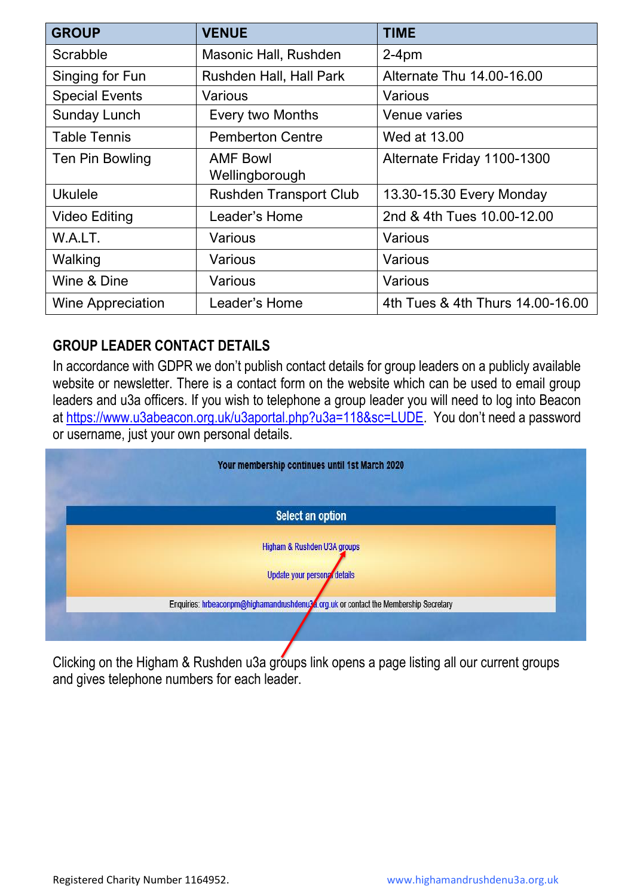| GROUP | VENUE | TIME |
|---|---|---|
| Scrabble | Masonic Hall, Rushden | 2-4pm |
| Singing for Fun | Rushden Hall, Hall Park | Alternate Thu 14.00-16.00 |
| Special Events | Various | Various |
| Sunday Lunch | Every two Months | Venue varies |
| Table Tennis | Pemberton Centre | Wed at 13.00 |
| Ten Pin Bowling | AMF Bowl Wellingborough | Alternate Friday 1100-1300 |
| Ukulele | Rushden Transport Club | 13.30-15.30 Every Monday |
| Video Editing | Leader's Home | 2nd & 4th Tues 10.00-12.00 |
| W.A.LT. | Various | Various |
| Walking | Various | Various |
| Wine & Dine | Various | Various |
| Wine Appreciation | Leader's Home | 4th Tues & 4th Thurs 14.00-16.00 |

## GROUP LEADER CONTACT DETAILS

In accordance with GDPR we don't publish contact details for group leaders on a publicly available website or newsletter. There is a contact form on the website which can be used to email group leaders and u3a officers. If you wish to telephone a group leader you will need to log into Beacon at https://www.u3abeacon.org.uk/u3aportal.php?u3a=118&sc=LUDE. You don't need a password or username, just your own personal details.

Your membership continues until 1st March 2020

Select an option

Higham & Rushden U3A groups

Update your personal details

Enquiries: hrbeaconpm@highamandrushdenu3a.org.uk or contact the Membership Secretary

Clicking on the Higham & Rushden u3a groups link opens a page listing all our current groups and gives telephone numbers for each leader.

Registered Charity Number 1164952. www.highamandrushdenu3a.org.uk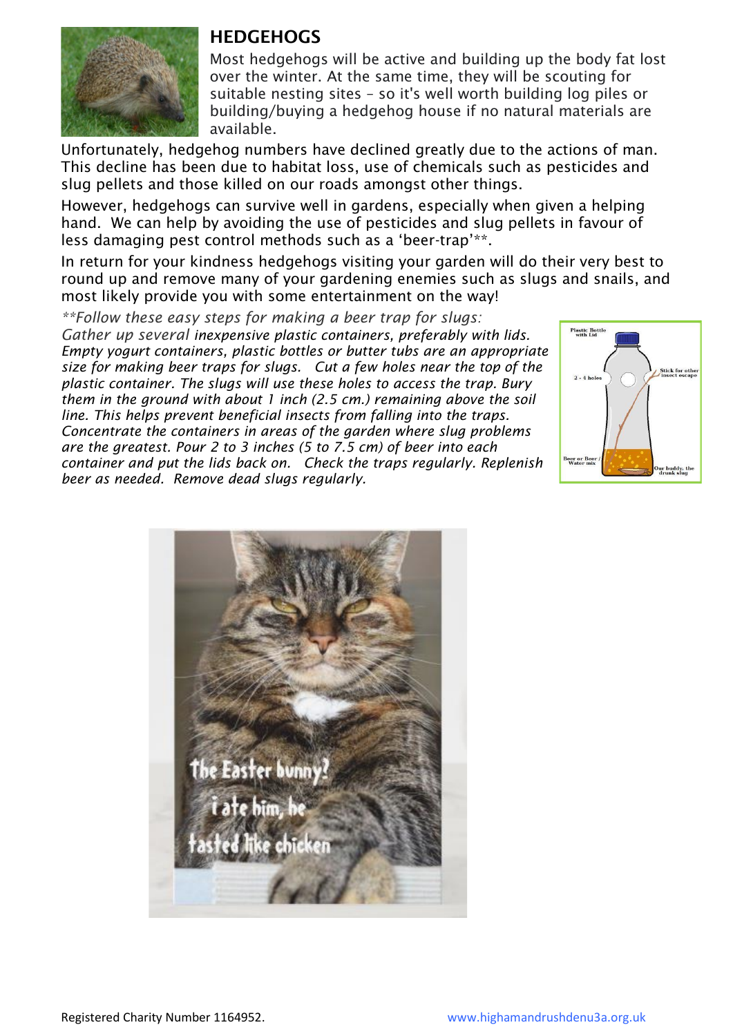## HEDGEHOGS

Most hedgehogs will be active and building up the body fat lost over the winter. At the same time, they will be scouting for suitable nesting sites – so it's well worth building log piles or building/buying a hedgehog house if no natural materials are available.

Unfortunately, hedgehog numbers have declined greatly due to the actions of man. This decline has been due to habitat loss, use of chemicals such as pesticides and slug pellets and those killed on our roads amongst other things.

However, hedgehogs can survive well in gardens, especially when given a helping hand. We can help by avoiding the use of pesticides and slug pellets in favour of less damaging pest control methods such as a 'beer-trap'**.

In return for your kindness hedgehogs visiting your garden will do their very best to round up and remove many of your gardening enemies such as slugs and snails, and most likely provide you with some entertainment on the way!

*\*\*Follow these easy steps for making a beer trap for slugs: Gather up several inexpensive plastic containers, preferably with lids. Empty yogurt containers, plastic bottles or butter tubs are an appropriate size for making beer traps for slugs. Cut a few holes near the top of the plastic container. The slugs will use these holes to access the trap. Bury them in the ground with about 1 inch (2.5 cm.) remaining above the soil line. This helps prevent beneficial insects from falling into the traps. Concentrate the containers in areas of the garden where slug problems are the greatest. Pour 2 to 3 inches (5 to 7.5 cm) of beer into each container and put the lids back on. Check the traps regularly. Replenish beer as needed. Remove dead slugs regularly.*

Registered Charity Number 1164952. www.highamandrushdenu3a.org.uk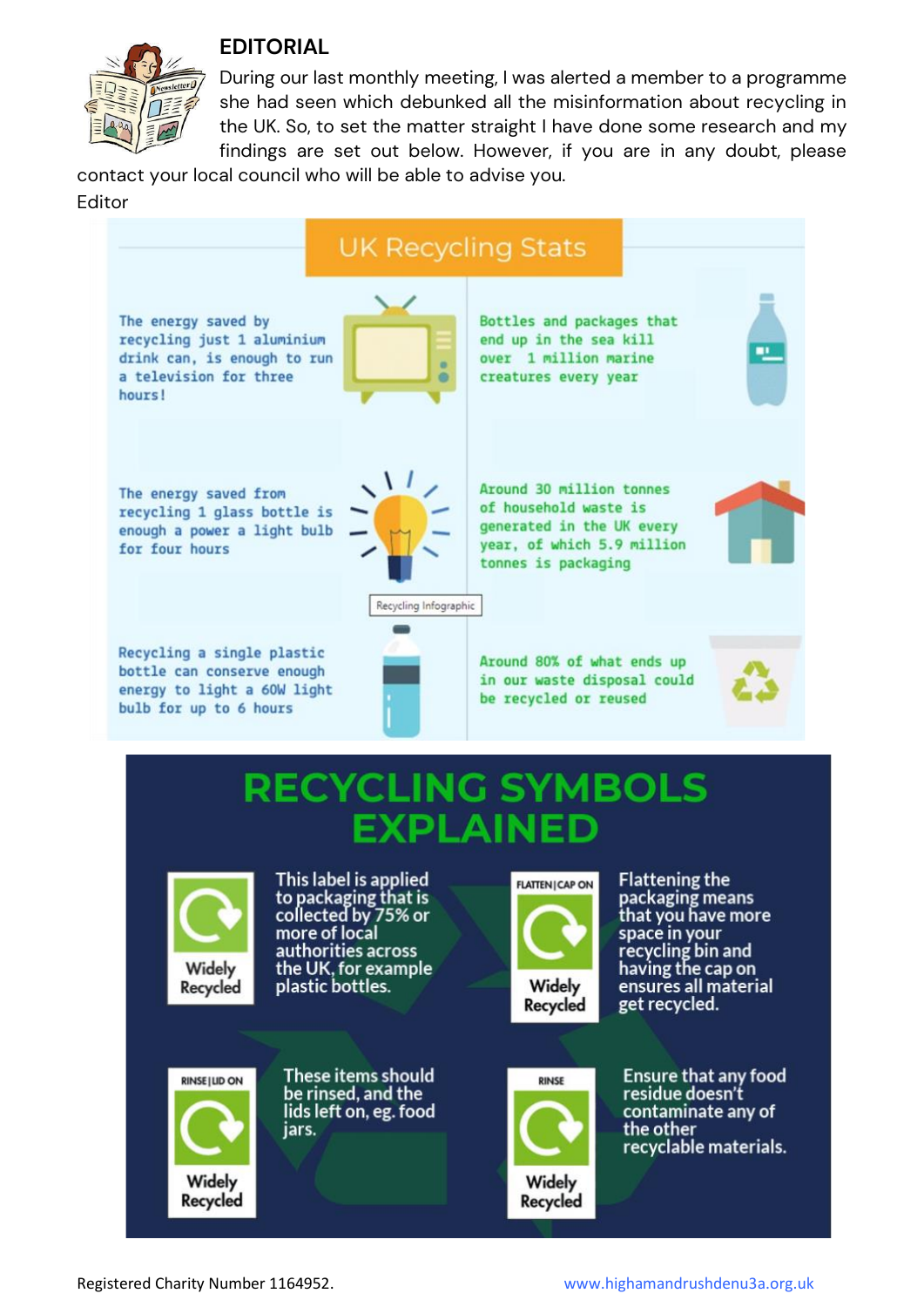## EDITORIAL

During our last monthly meeting, I was alerted a member to a programme she had seen which debunked all the misinformation about recycling in the UK. So, to set the matter straight I have done some research and my findings are set out below. However, if you are in any doubt, please contact your local council who will be able to advise you.

Editor

## UK Recycling Stats

The energy saved by recycling just 1 aluminium drink can, is enough to run a television for three hours!

Bottles and packages that end up in the sea kill over 1 million marine creatures every year

The energy saved from recycling 1 glass bottle is enough a power a light bulb for four hours

Around 30 million tonnes of household waste is generated in the UK every year, of which 5.9 million tonnes is packaging

Recycling Infographic

Recycling a single plastic bottle can conserve enough energy to light a 60W light bulb for up to 6 hours

Around 80% of what ends up in our waste disposal could be recycled or reused

## RECYCLING SYMBOLS EXPLAINED

**Widely Recycled**: This label is applied to packaging that is collected by 75% or more of local authorities across the UK, for example plastic bottles.

**FLATTEN | CAP ON – Widely Recycled**: Flattening the packaging means that you have more space in your recycling bin and having the cap on ensures all material get recycled.

**RINSE | LID ON – Widely Recycled**: These items should be rinsed, and the lids left on, eg. food jars.

**RINSE – Widely Recycled**: Ensure that any food residue doesn't contaminate any of the other recyclable materials.

Registered Charity Number 1164952. www.highamandrushdenu3a.org.uk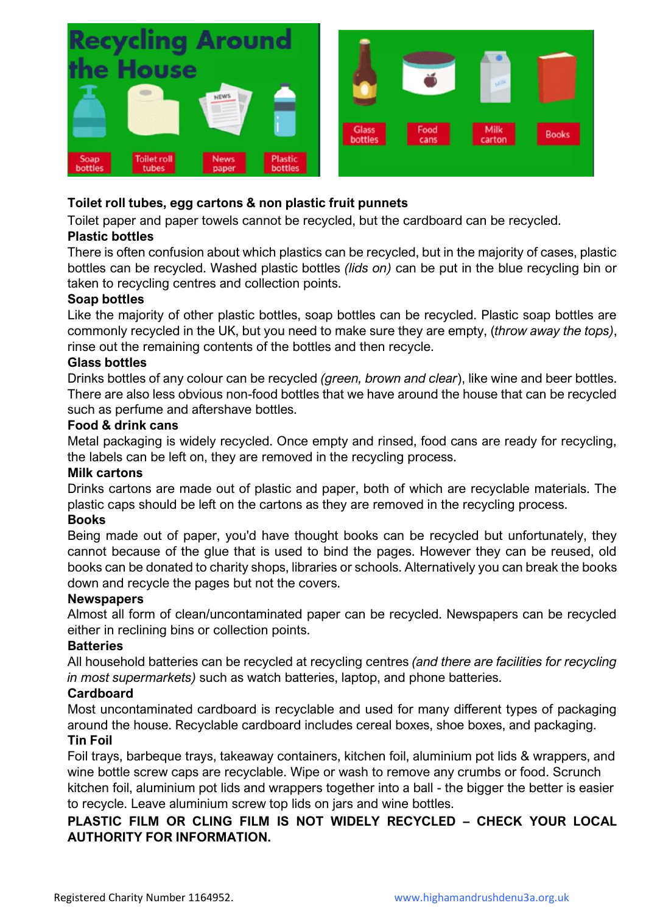# Recycling Around the House

Soap bottles | Toilet roll tubes | News paper | Plastic bottles

Glass bottles | Food cans | Milk carton | Books

**Toilet roll tubes, egg cartons & non plastic fruit punnets**

Toilet paper and paper towels cannot be recycled, but the cardboard can be recycled.

**Plastic bottles**

There is often confusion about which plastics can be recycled, but in the majority of cases, plastic bottles can be recycled. Washed plastic bottles *(lids on)* can be put in the blue recycling bin or taken to recycling centres and collection points.

**Soap bottles**

Like the majority of other plastic bottles, soap bottles can be recycled. Plastic soap bottles are commonly recycled in the UK, but you need to make sure they are empty, (*throw away the tops)*, rinse out the remaining contents of the bottles and then recycle.

**Glass bottles**

Drinks bottles of any colour can be recycled *(green, brown and clear*), like wine and beer bottles. There are also less obvious non-food bottles that we have around the house that can be recycled such as perfume and aftershave bottles.

**Food & drink cans**

Metal packaging is widely recycled. Once empty and rinsed, food cans are ready for recycling, the labels can be left on, they are removed in the recycling process.

**Milk cartons**

Drinks cartons are made out of plastic and paper, both of which are recyclable materials. The plastic caps should be left on the cartons as they are removed in the recycling process.

**Books**

Being made out of paper, you'd have thought books can be recycled but unfortunately, they cannot because of the glue that is used to bind the pages. However they can be reused, old books can be donated to charity shops, libraries or schools. Alternatively you can break the books down and recycle the pages but not the covers.

**Newspapers**

Almost all form of clean/uncontaminated paper can be recycled. Newspapers can be recycled either in reclining bins or collection points.

**Batteries**

All household batteries can be recycled at recycling centres *(and there are facilities for recycling in most supermarkets)* such as watch batteries, laptop, and phone batteries.

**Cardboard**

Most uncontaminated cardboard is recyclable and used for many different types of packaging around the house. Recyclable cardboard includes cereal boxes, shoe boxes, and packaging.

**Tin Foil**

Foil trays, barbeque trays, takeaway containers, kitchen foil, aluminium pot lids & wrappers, and wine bottle screw caps are recyclable. Wipe or wash to remove any crumbs or food. Scrunch kitchen foil, aluminium pot lids and wrappers together into a ball - the bigger the better is easier to recycle. Leave aluminium screw top lids on jars and wine bottles.

**PLASTIC FILM OR CLING FILM IS NOT WIDELY RECYCLED – CHECK YOUR LOCAL AUTHORITY FOR INFORMATION.**

Registered Charity Number 1164952. www.highamandrushdenu3a.org.uk